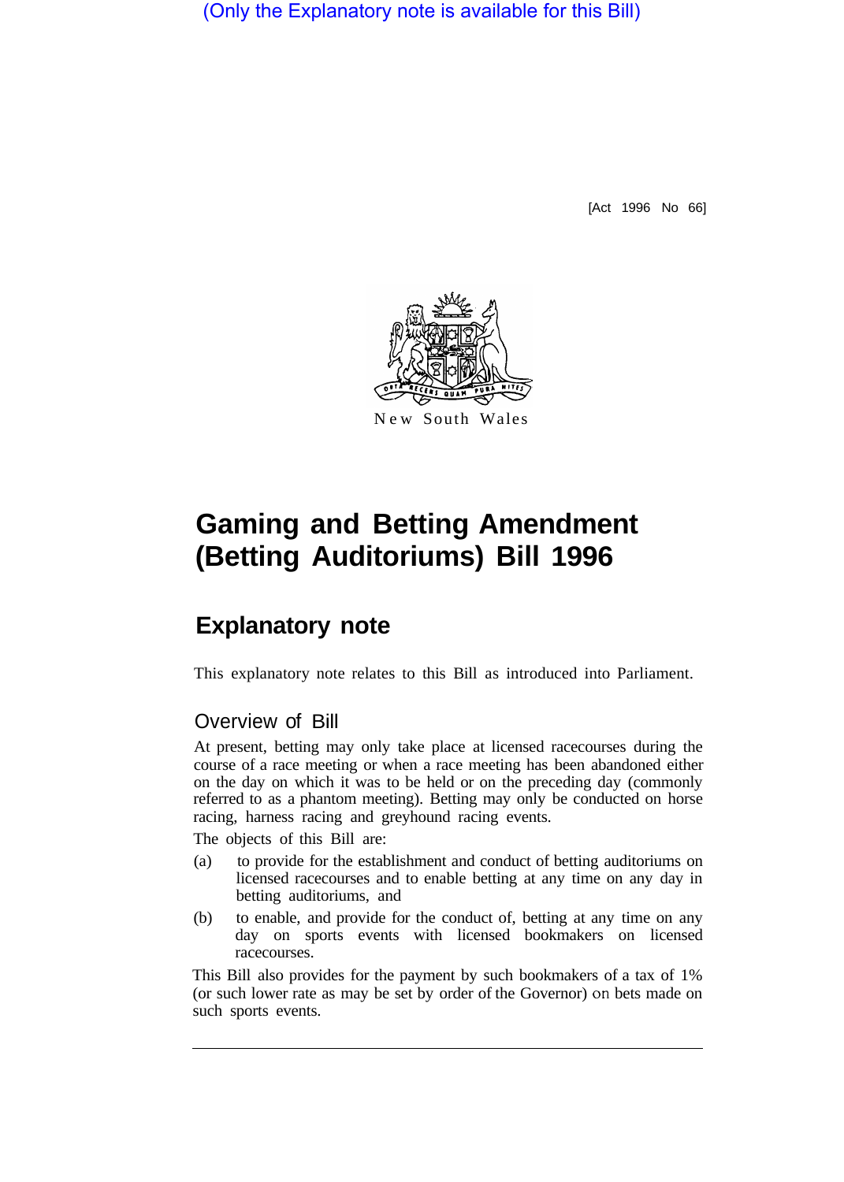(Only the Explanatory note is available for this Bill)

[Act 1996 No 66]

New South Wales

# Gaming and Betting Amendment (Betting Auditoriums) Bill 1996

## Explanatory note

This explanatory note relates to this Bill as introduced into Parliament.

### Overview of Bill

At present, betting may only take place at licensed racecourses during the course of a race meeting or when a race meeting has been abandoned either on the day on which it was to be held or on the preceding day (commonly referred to as a phantom meeting). Betting may only be conducted on horse racing, harness racing and greyhound racing events.

The objects of this Bill are:

(a) to provide for the establishment and conduct of betting auditoriums on licensed racecourses and to enable betting at any time on any day in betting auditoriums, and

(b) to enable, and provide for the conduct of, betting at any time on any day on sports events with licensed bookmakers on licensed racecourses.

This Bill also provides for the payment by such bookmakers of a tax of 1% (or such lower rate as may be set by order of the Governor) on bets made on such sports events.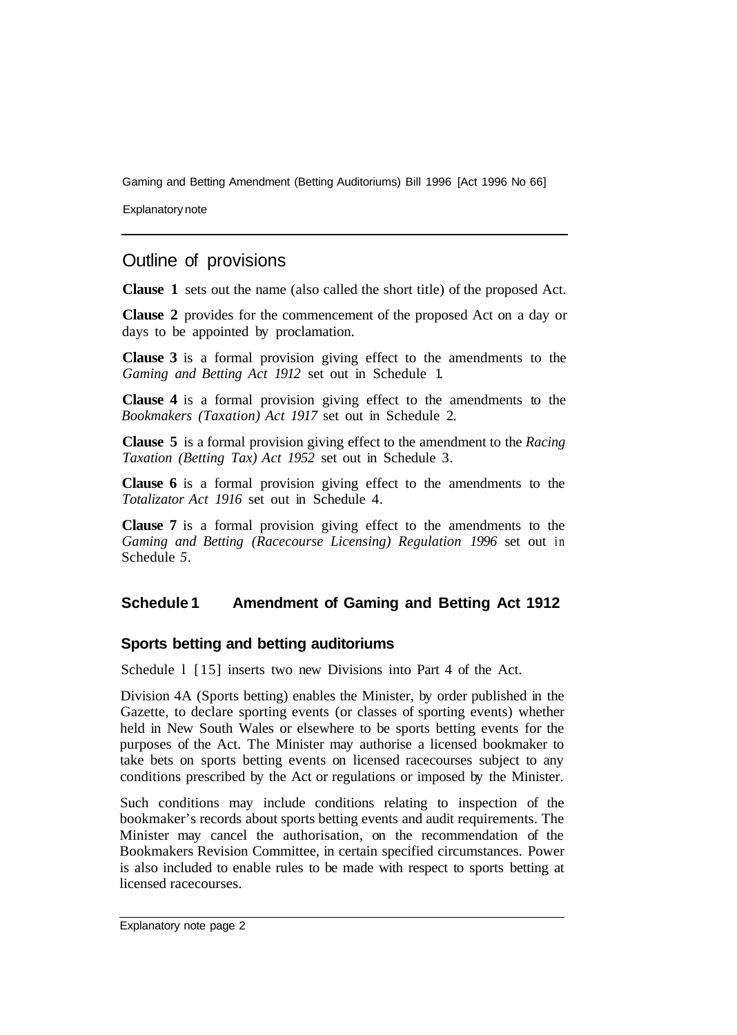## Outline of provisions

**Clause 1** sets out the name (also called the short title) of the proposed Act.

**Clause 2** provides for the commencement of the proposed Act on a day or days to be appointed by proclamation.

**Clause 3** is a formal provision giving effect to the amendments to the *Gaming and Betting Act 1912* set out in Schedule 1.

**Clause 4** is a formal provision giving effect to the amendments to the *Bookmakers (Taxation) Act 1917* set out in Schedule 2.

**Clause 5** is a formal provision giving effect to the amendment to the *Racing Taxation (Betting Tax) Act 1952* set out in Schedule 3.

**Clause 6** is a formal provision giving effect to the amendments to the *Totalizator Act 1916* set out in Schedule 4.

**Clause 7** is a formal provision giving effect to the amendments to the *Gaming and Betting (Racecourse Licensing) Regulation 1996* set out in Schedule 5.

### Schedule 1 Amendment of Gaming and Betting Act 1912

#### Sports betting and betting auditoriums

Schedule 1 [15] inserts two new Divisions into Part 4 of the Act.

Division 4A (Sports betting) enables the Minister, by order published in the Gazette, to declare sporting events (or classes of sporting events) whether held in New South Wales or elsewhere to be sports betting events for the purposes of the Act. The Minister may authorise a licensed bookmaker to take bets on sports betting events on licensed racecourses subject to any conditions prescribed by the Act or regulations or imposed by the Minister.

Such conditions may include conditions relating to inspection of the bookmaker's records about sports betting events and audit requirements. The Minister may cancel the authorisation, on the recommendation of the Bookmakers Revision Committee, in certain specified circumstances. Power is also included to enable rules to be made with respect to sports betting at licensed racecourses.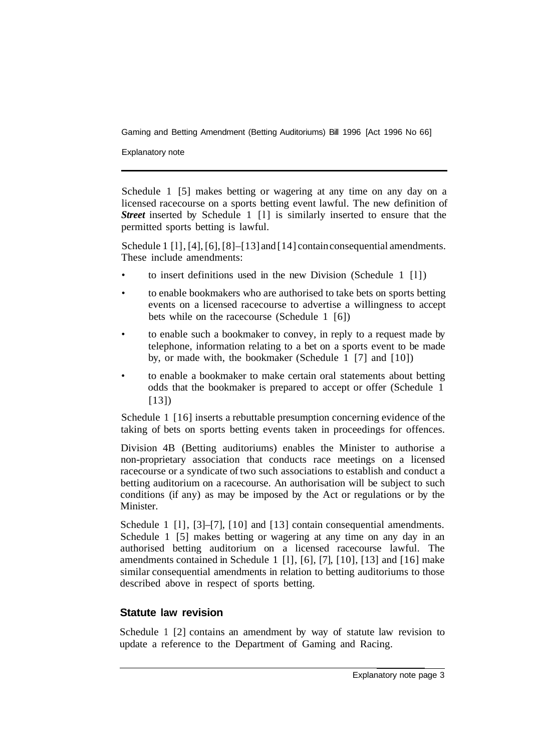Schedule 1 [5] makes betting or wagering at any time on any day on a licensed racecourse on a sports betting event lawful. The new definition of ***Street*** inserted by Schedule 1 [l] is similarly inserted to ensure that the permitted sports betting is lawful.

Schedule 1 [l], [4], [6], [8]–[13] and [14] contain consequential amendments. These include amendments:

- to insert definitions used in the new Division (Schedule 1 [l])
- to enable bookmakers who are authorised to take bets on sports betting events on a licensed racecourse to advertise a willingness to accept bets while on the racecourse (Schedule 1 [6])
- to enable such a bookmaker to convey, in reply to a request made by telephone, information relating to a bet on a sports event to be made by, or made with, the bookmaker (Schedule 1 [7] and [10])
- to enable a bookmaker to make certain oral statements about betting odds that the bookmaker is prepared to accept or offer (Schedule 1 [13])

Schedule 1 [16] inserts a rebuttable presumption concerning evidence of the taking of bets on sports betting events taken in proceedings for offences.

Division 4B (Betting auditoriums) enables the Minister to authorise a non-proprietary association that conducts race meetings on a licensed racecourse or a syndicate of two such associations to establish and conduct a betting auditorium on a racecourse. An authorisation will be subject to such conditions (if any) as may be imposed by the Act or regulations or by the Minister.

Schedule 1 [l], [3]–[7], [10] and [13] contain consequential amendments. Schedule 1 [5] makes betting or wagering at any time on any day in an authorised betting auditorium on a licensed racecourse lawful. The amendments contained in Schedule 1 [l], [6], [7], [10], [13] and [16] make similar consequential amendments in relation to betting auditoriums to those described above in respect of sports betting.

## Statute law revision

Schedule 1 [2] contains an amendment by way of statute law revision to update a reference to the Department of Gaming and Racing.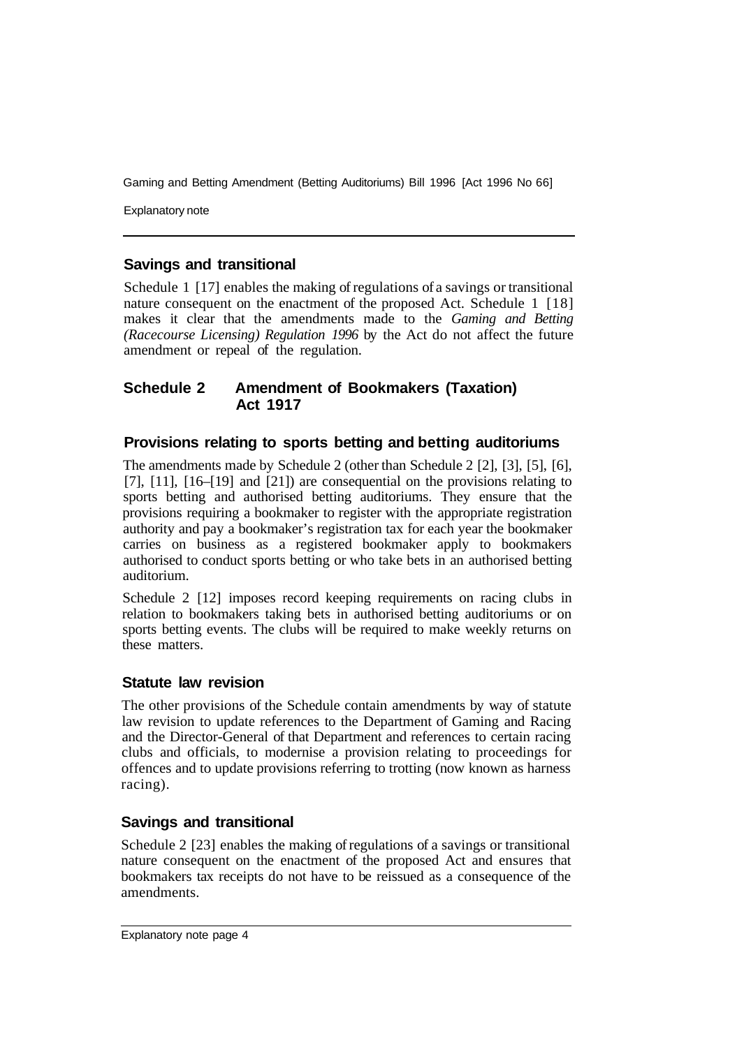### Savings and transitional

Schedule 1 [17] enables the making of regulations of a savings or transitional nature consequent on the enactment of the proposed Act. Schedule 1 [18] makes it clear that the amendments made to the *Gaming and Betting (Racecourse Licensing) Regulation 1996* by the Act do not affect the future amendment or repeal of the regulation.

## Schedule 2 Amendment of Bookmakers (Taxation) Act 1917

### Provisions relating to sports betting and betting auditoriums

The amendments made by Schedule 2 (other than Schedule 2 [2], [3], [5], [6], [7], [11], [16–[19] and [21]) are consequential on the provisions relating to sports betting and authorised betting auditoriums. They ensure that the provisions requiring a bookmaker to register with the appropriate registration authority and pay a bookmaker's registration tax for each year the bookmaker carries on business as a registered bookmaker apply to bookmakers authorised to conduct sports betting or who take bets in an authorised betting auditorium.

Schedule 2 [12] imposes record keeping requirements on racing clubs in relation to bookmakers taking bets in authorised betting auditoriums or on sports betting events. The clubs will be required to make weekly returns on these matters.

### Statute law revision

The other provisions of the Schedule contain amendments by way of statute law revision to update references to the Department of Gaming and Racing and the Director-General of that Department and references to certain racing clubs and officials, to modernise a provision relating to proceedings for offences and to update provisions referring to trotting (now known as harness racing).

### Savings and transitional

Schedule 2 [23] enables the making of regulations of a savings or transitional nature consequent on the enactment of the proposed Act and ensures that bookmakers tax receipts do not have to be reissued as a consequence of the amendments.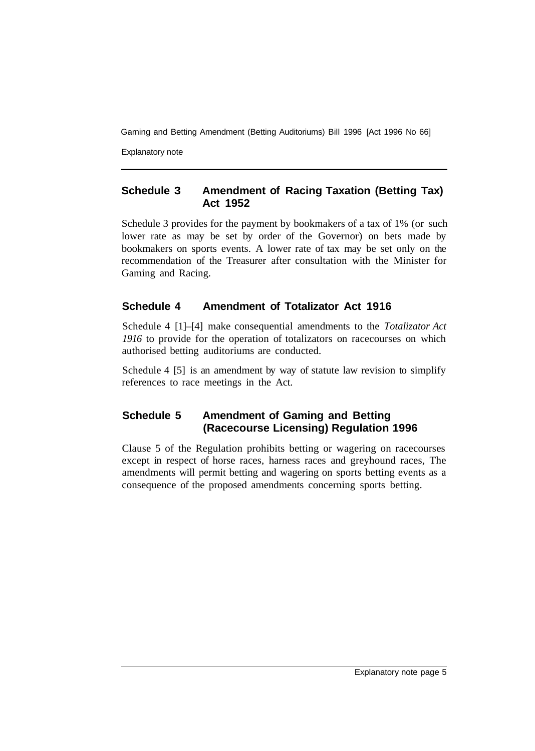## Schedule 3 Amendment of Racing Taxation (Betting Tax) Act 1952

Schedule 3 provides for the payment by bookmakers of a tax of 1% (or such lower rate as may be set by order of the Governor) on bets made by bookmakers on sports events. A lower rate of tax may be set only on the recommendation of the Treasurer after consultation with the Minister for Gaming and Racing.

## Schedule 4 Amendment of Totalizator Act 1916

Schedule 4 [1]–[4] make consequential amendments to the *Totalizator Act 1916* to provide for the operation of totalizators on racecourses on which authorised betting auditoriums are conducted.

Schedule 4 [5] is an amendment by way of statute law revision to simplify references to race meetings in the Act.

## Schedule 5 Amendment of Gaming and Betting (Racecourse Licensing) Regulation 1996

Clause 5 of the Regulation prohibits betting or wagering on racecourses except in respect of horse races, harness races and greyhound races, The amendments will permit betting and wagering on sports betting events as a consequence of the proposed amendments concerning sports betting.